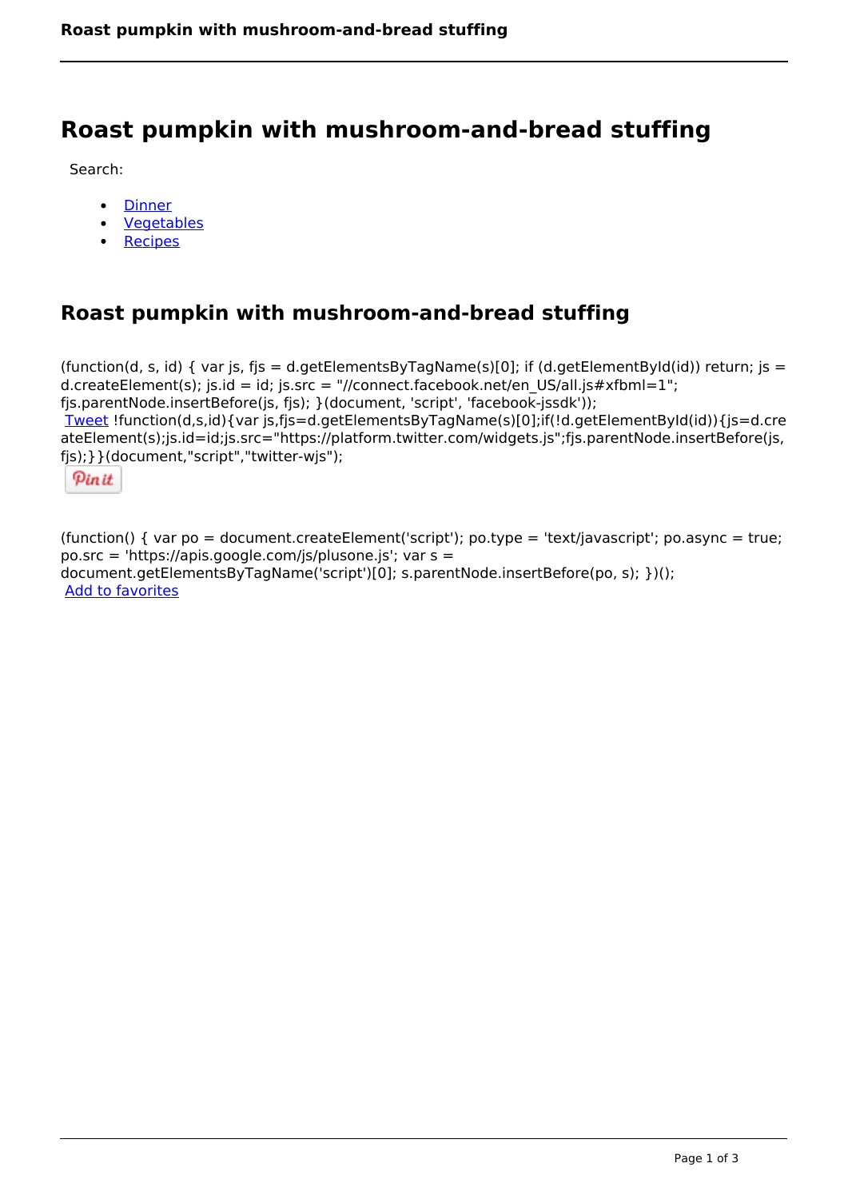# Roast pumpkin with mushroom-and-bread stuffing

Search:

- Dinner
- Vegetables
- Recipes

## Roast pumpkin with mushroom-and-bread stuffing

(function(d, s, id) { var js, fjs = d.getElementsByTagName(s)[0]; if (d.getElementById(id)) return; js = d.createElement(s); js.id = id; js.src = "//connect.facebook.net/en_US/all.js#xfbml=1"; fjs.parentNode.insertBefore(js, fjs); }(document, 'script', 'facebook-jssdk'));
Tweet !function(d,s,id){var js,fjs=d.getElementsByTagName(s)[0];if(!d.getElementById(id)){js=d.createElement(s);js.id=id;js.src="https://platform.twitter.com/widgets.js";fjs.parentNode.insertBefore(js, fjs);}}(document,"script","twitter-wjs");

Pin it

(function() { var po = document.createElement('script'); po.type = 'text/javascript'; po.async = true; po.src = 'https://apis.google.com/js/plusone.js'; var s = document.getElementsByTagName('script')[0]; s.parentNode.insertBefore(po, s); })();
Add to favorites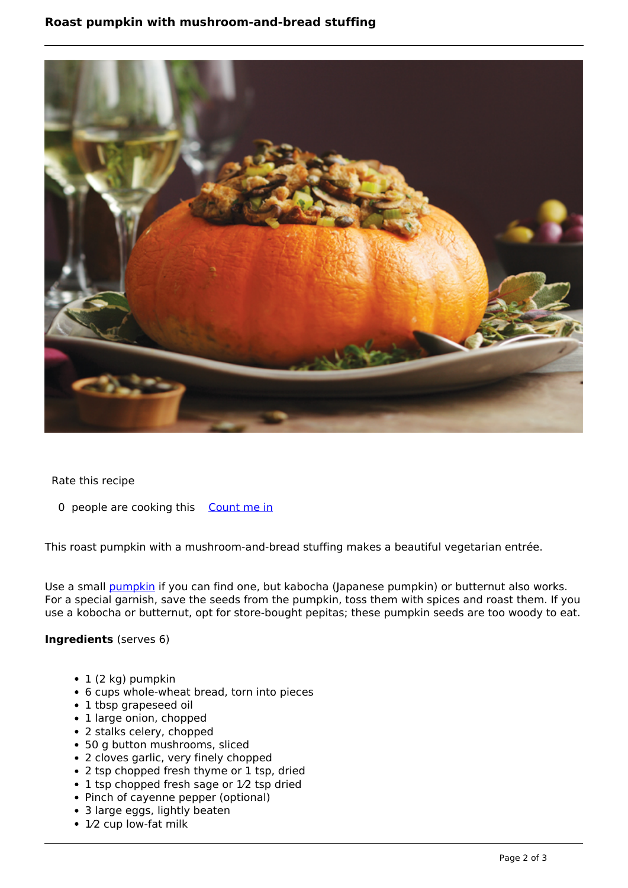# Roast pumpkin with mushroom-and-bread stuffing

Rate this recipe

0 people are cooking this [Count me in]

This roast pumpkin with a mushroom-and-bread stuffing makes a beautiful vegetarian entrée.

Use a small [pumpkin] if you can find one, but kabocha (Japanese pumpkin) or butternut also works. For a special garnish, save the seeds from the pumpkin, toss them with spices and roast them. If you use a kobocha or butternut, opt for store-bought pepitas; these pumpkin seeds are too woody to eat.

**Ingredients** (serves 6)

- 1 (2 kg) pumpkin
- 6 cups whole-wheat bread, torn into pieces
- 1 tbsp grapeseed oil
- 1 large onion, chopped
- 2 stalks celery, chopped
- 50 g button mushrooms, sliced
- 2 cloves garlic, very finely chopped
- 2 tsp chopped fresh thyme or 1 tsp, dried
- 1 tsp chopped fresh sage or 1⁄2 tsp dried
- Pinch of cayenne pepper (optional)
- 3 large eggs, lightly beaten
- 1⁄2 cup low-fat milk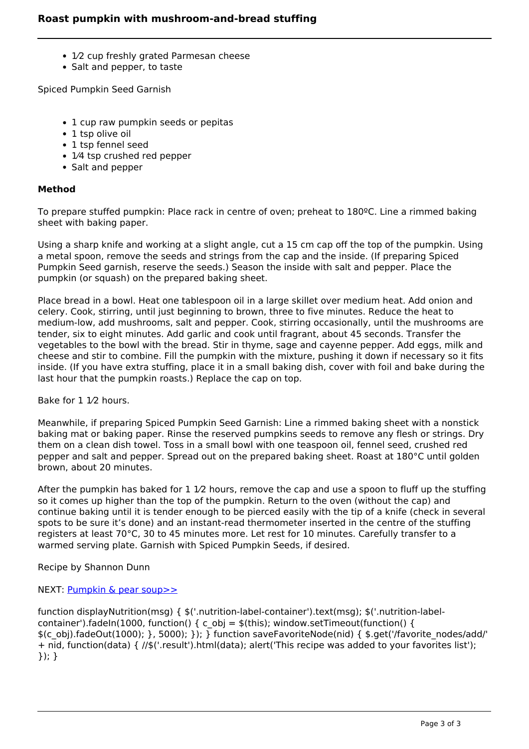- 1⁄2 cup freshly grated Parmesan cheese
- Salt and pepper, to taste

Spiced Pumpkin Seed Garnish

- 1 cup raw pumpkin seeds or pepitas
- 1 tsp olive oil
- 1 tsp fennel seed
- 1⁄4 tsp crushed red pepper
- Salt and pepper

### Method

To prepare stuffed pumpkin: Place rack in centre of oven; preheat to 180ºC. Line a rimmed baking sheet with baking paper.

Using a sharp knife and working at a slight angle, cut a 15 cm cap off the top of the pumpkin. Using a metal spoon, remove the seeds and strings from the cap and the inside. (If preparing Spiced Pumpkin Seed garnish, reserve the seeds.) Season the inside with salt and pepper. Place the pumpkin (or squash) on the prepared baking sheet.

Place bread in a bowl. Heat one tablespoon oil in a large skillet over medium heat. Add onion and celery. Cook, stirring, until just beginning to brown, three to five minutes. Reduce the heat to medium-low, add mushrooms, salt and pepper. Cook, stirring occasionally, until the mushrooms are tender, six to eight minutes. Add garlic and cook until fragrant, about 45 seconds. Transfer the vegetables to the bowl with the bread. Stir in thyme, sage and cayenne pepper. Add eggs, milk and cheese and stir to combine. Fill the pumpkin with the mixture, pushing it down if necessary so it fits inside. (If you have extra stuffing, place it in a small baking dish, cover with foil and bake during the last hour that the pumpkin roasts.) Replace the cap on top.

Bake for 1 1⁄2 hours.

Meanwhile, if preparing Spiced Pumpkin Seed Garnish: Line a rimmed baking sheet with a nonstick baking mat or baking paper. Rinse the reserved pumpkins seeds to remove any flesh or strings. Dry them on a clean dish towel. Toss in a small bowl with one teaspoon oil, fennel seed, crushed red pepper and salt and pepper. Spread out on the prepared baking sheet. Roast at 180°C until golden brown, about 20 minutes.

After the pumpkin has baked for 1 1⁄2 hours, remove the cap and use a spoon to fluff up the stuffing so it comes up higher than the top of the pumpkin. Return to the oven (without the cap) and continue baking until it is tender enough to be pierced easily with the tip of a knife (check in several spots to be sure it's done) and an instant-read thermometer inserted in the centre of the stuffing registers at least 70°C, 30 to 45 minutes more. Let rest for 10 minutes. Carefully transfer to a warmed serving plate. Garnish with Spiced Pumpkin Seeds, if desired.

Recipe by Shannon Dunn

NEXT: Pumpkin & pear soup>>

```
function displayNutrition(msg) { $('.nutrition-label-container').text(msg); $('.nutrition-label-container').fadeIn(1000, function() { c_obj = $(this); window.setTimeout(function() { $(c_obj).fadeOut(1000); }, 5000); }); } function saveFavoriteNode(nid) { $.get('/favorite_nodes/add/' + nid, function(data) { //$('.result').html(data); alert('This recipe was added to your favorites list'); }); }
```